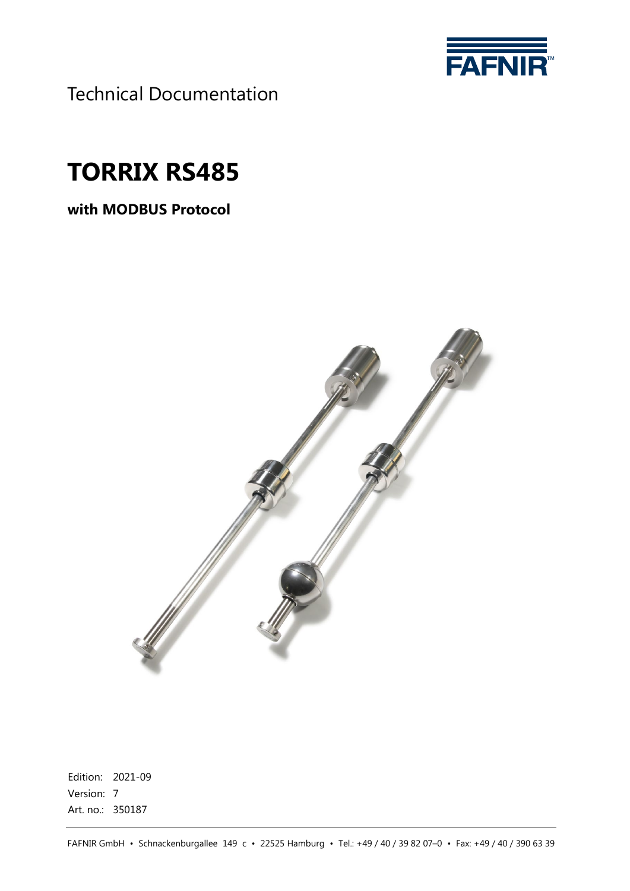Technical Documentation

# TORRIX RS485

**with MODBUS Protocol**

Edition: 2021-09
Version: 7
Art. no.: 350187

FAFNIR GmbH • Schnackenburgallee 149 c • 22525 Hamburg • Tel.: +49 / 40 / 39 82 07–0 • Fax: +49 / 40 / 390 63 39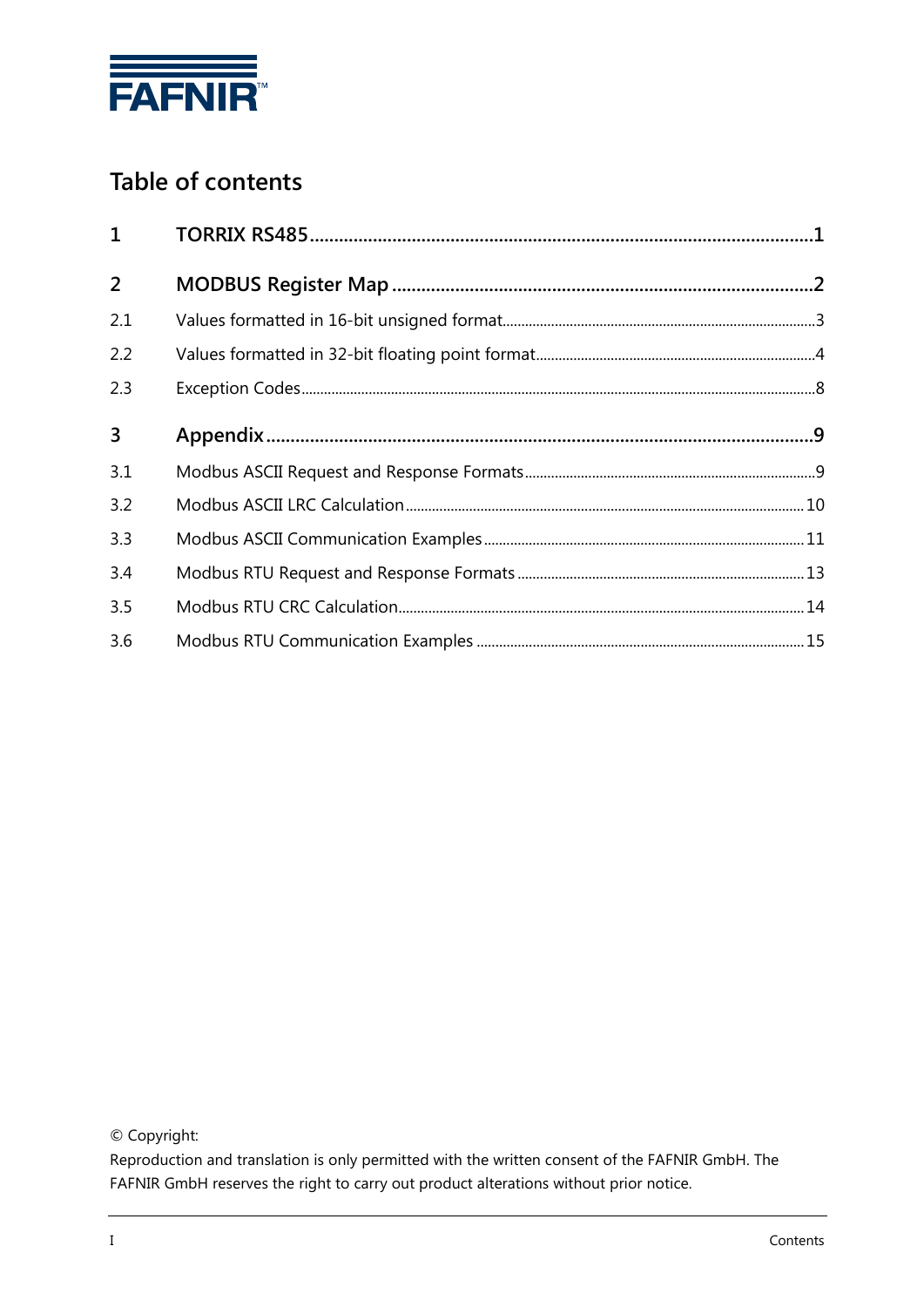FAFNIR

# Table of contents

| | | |
|---|---|---|
| **1** | **TORRIX RS485** | **1** |
| **2** | **MODBUS Register Map** | **2** |
| 2.1 | Values formatted in 16-bit unsigned format | 3 |
| 2.2 | Values formatted in 32-bit floating point format | 4 |
| 2.3 | Exception Codes | 8 |
| **3** | **Appendix** | **9** |
| 3.1 | Modbus ASCII Request and Response Formats | 9 |
| 3.2 | Modbus ASCII LRC Calculation | 10 |
| 3.3 | Modbus ASCII Communication Examples | 11 |
| 3.4 | Modbus RTU Request and Response Formats | 13 |
| 3.5 | Modbus RTU CRC Calculation | 14 |
| 3.6 | Modbus RTU Communication Examples | 15 |

© Copyright:
Reproduction and translation is only permitted with the written consent of the FAFNIR GmbH. The FAFNIR GmbH reserves the right to carry out product alterations without prior notice.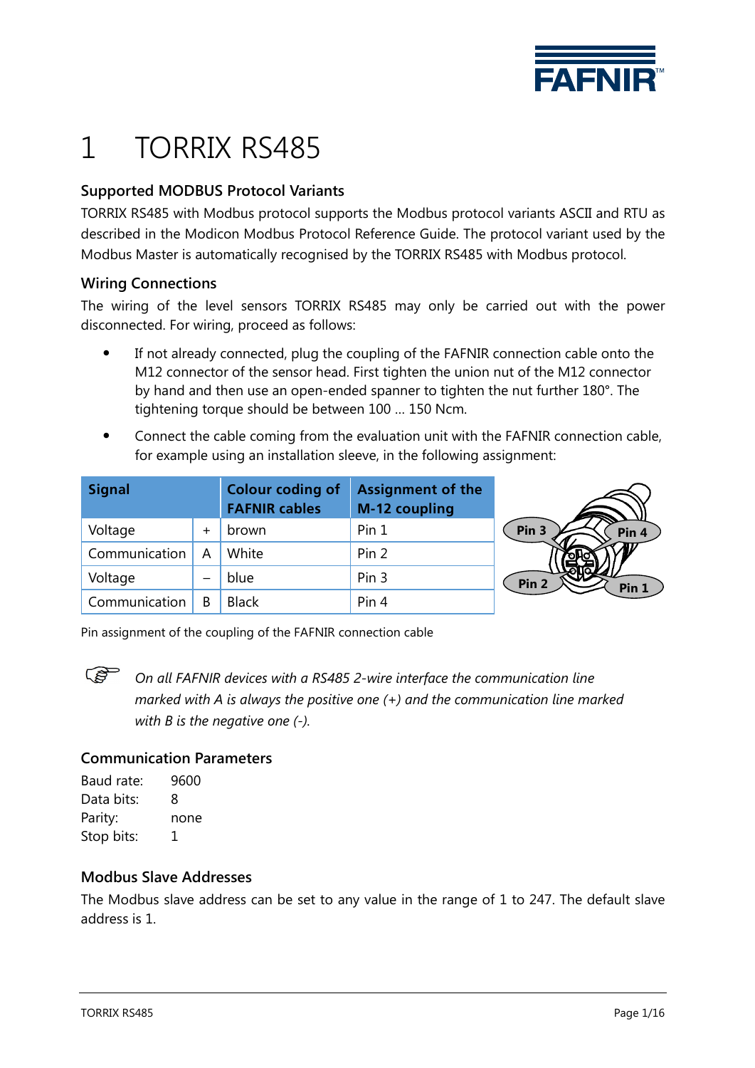# 1 TORRIX RS485

### Supported MODBUS Protocol Variants

TORRIX RS485 with Modbus protocol supports the Modbus protocol variants ASCII and RTU as described in the Modicon Modbus Protocol Reference Guide. The protocol variant used by the Modbus Master is automatically recognised by the TORRIX RS485 with Modbus protocol.

### Wiring Connections

The wiring of the level sensors TORRIX RS485 may only be carried out with the power disconnected. For wiring, proceed as follows:

- If not already connected, plug the coupling of the FAFNIR connection cable onto the M12 connector of the sensor head. First tighten the union nut of the M12 connector by hand and then use an open-ended spanner to tighten the nut further 180°. The tightening torque should be between 100 ... 150 Ncm.
- Connect the cable coming from the evaluation unit with the FAFNIR connection cable, for example using an installation sleeve, in the following assignment:

| Signal | | Colour coding of FAFNIR cables | Assignment of the M-12 coupling |
|---|---|---|---|
| Voltage | + | brown | Pin 1 |
| Communication | A | White | Pin 2 |
| Voltage | – | blue | Pin 3 |
| Communication | B | Black | Pin 4 |

Pin assignment of the coupling of the FAFNIR connection cable

> *On all FAFNIR devices with a RS485 2-wire interface the communication line marked with A is always the positive one (+) and the communication line marked with B is the negative one (-).*

### Communication Parameters

Baud rate: 9600
Data bits: 8
Parity: none
Stop bits: 1

### Modbus Slave Addresses

The Modbus slave address can be set to any value in the range of 1 to 247. The default slave address is 1.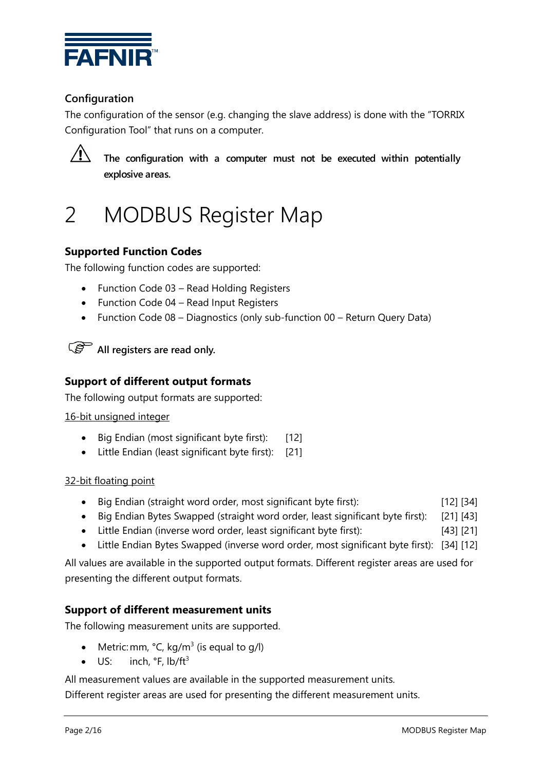### Configuration

The configuration of the sensor (e.g. changing the slave address) is done with the "TORRIX Configuration Tool" that runs on a computer.

⚠ **The configuration with a computer must not be executed within potentially explosive areas.**

# 2 MODBUS Register Map

### Supported Function Codes

The following function codes are supported:

- Function Code 03 – Read Holding Registers
- Function Code 04 – Read Input Registers
- Function Code 08 – Diagnostics (only sub-function 00 – Return Query Data)

☞ **All registers are read only.**

### Support of different output formats

The following output formats are supported:

16-bit unsigned integer

- Big Endian (most significant byte first): [12]
- Little Endian (least significant byte first): [21]

32-bit floating point

- Big Endian (straight word order, most significant byte first): [12] [34]
- Big Endian Bytes Swapped (straight word order, least significant byte first): [21] [43]
- Little Endian (inverse word order, least significant byte first): [43] [21]
- Little Endian Bytes Swapped (inverse word order, most significant byte first): [34] [12]

All values are available in the supported output formats. Different register areas are used for presenting the different output formats.

### Support of different measurement units

The following measurement units are supported.

- Metric: mm, °C, kg/m$^3$ (is equal to g/l)
- US: inch, °F, lb/ft$^3$

All measurement values are available in the supported measurement units.
Different register areas are used for presenting the different measurement units.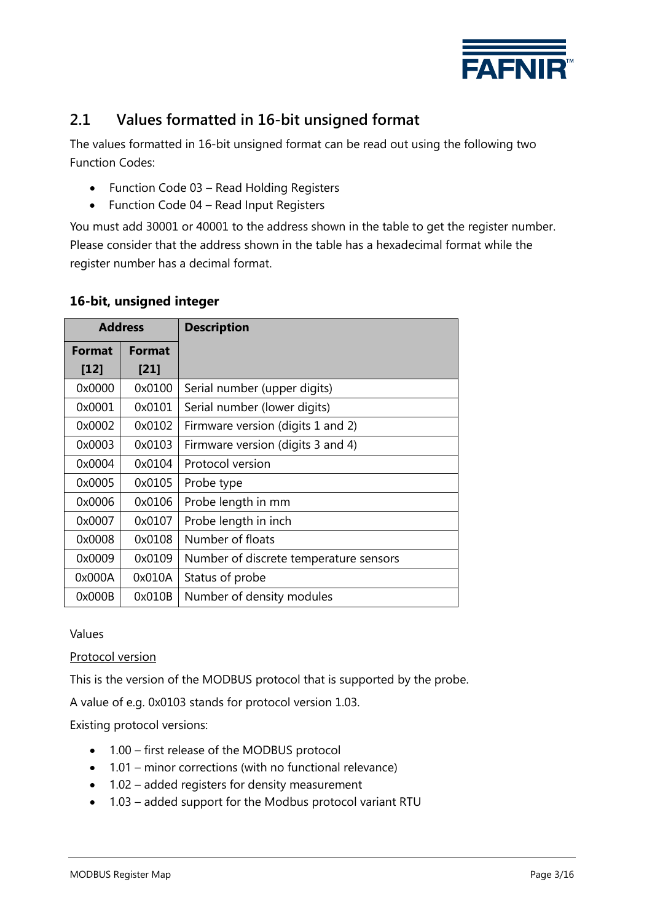## 2.1 Values formatted in 16-bit unsigned format

The values formatted in 16-bit unsigned format can be read out using the following two Function Codes:

- Function Code 03 – Read Holding Registers
- Function Code 04 – Read Input Registers

You must add 30001 or 40001 to the address shown in the table to get the register number. Please consider that the address shown in the table has a hexadecimal format while the register number has a decimal format.

### 16-bit, unsigned integer

| Address | | Description |
|---|---|---|
| Format [12] | Format [21] | |
| 0x0000 | 0x0100 | Serial number (upper digits) |
| 0x0001 | 0x0101 | Serial number (lower digits) |
| 0x0002 | 0x0102 | Firmware version (digits 1 and 2) |
| 0x0003 | 0x0103 | Firmware version (digits 3 and 4) |
| 0x0004 | 0x0104 | Protocol version |
| 0x0005 | 0x0105 | Probe type |
| 0x0006 | 0x0106 | Probe length in mm |
| 0x0007 | 0x0107 | Probe length in inch |
| 0x0008 | 0x0108 | Number of floats |
| 0x0009 | 0x0109 | Number of discrete temperature sensors |
| 0x000A | 0x010A | Status of probe |
| 0x000B | 0x010B | Number of density modules |

Values

Protocol version

This is the version of the MODBUS protocol that is supported by the probe.

A value of e.g. 0x0103 stands for protocol version 1.03.

Existing protocol versions:

- 1.00 – first release of the MODBUS protocol
- 1.01 – minor corrections (with no functional relevance)
- 1.02 – added registers for density measurement
- 1.03 – added support for the Modbus protocol variant RTU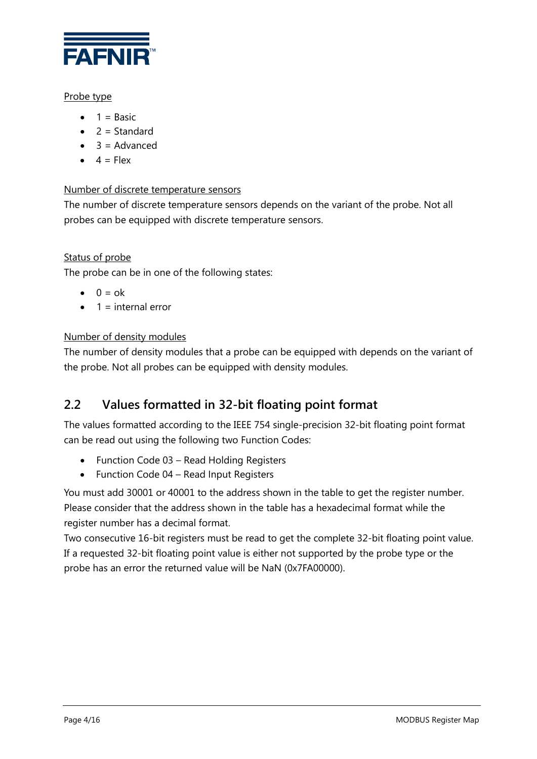<u>Probe type</u>

- 1 = Basic
- 2 = Standard
- 3 = Advanced
- 4 = Flex

<u>Number of discrete temperature sensors</u>

The number of discrete temperature sensors depends on the variant of the probe. Not all probes can be equipped with discrete temperature sensors.

<u>Status of probe</u>

The probe can be in one of the following states:

- 0 = ok
- 1 = internal error

<u>Number of density modules</u>

The number of density modules that a probe can be equipped with depends on the variant of the probe. Not all probes can be equipped with density modules.

## 2.2 Values formatted in 32-bit floating point format

The values formatted according to the IEEE 754 single-precision 32-bit floating point format can be read out using the following two Function Codes:

- Function Code 03 – Read Holding Registers
- Function Code 04 – Read Input Registers

You must add 30001 or 40001 to the address shown in the table to get the register number. Please consider that the address shown in the table has a hexadecimal format while the register number has a decimal format.

Two consecutive 16-bit registers must be read to get the complete 32-bit floating point value. If a requested 32-bit floating point value is either not supported by the probe type or the probe has an error the returned value will be NaN (0x7FA00000).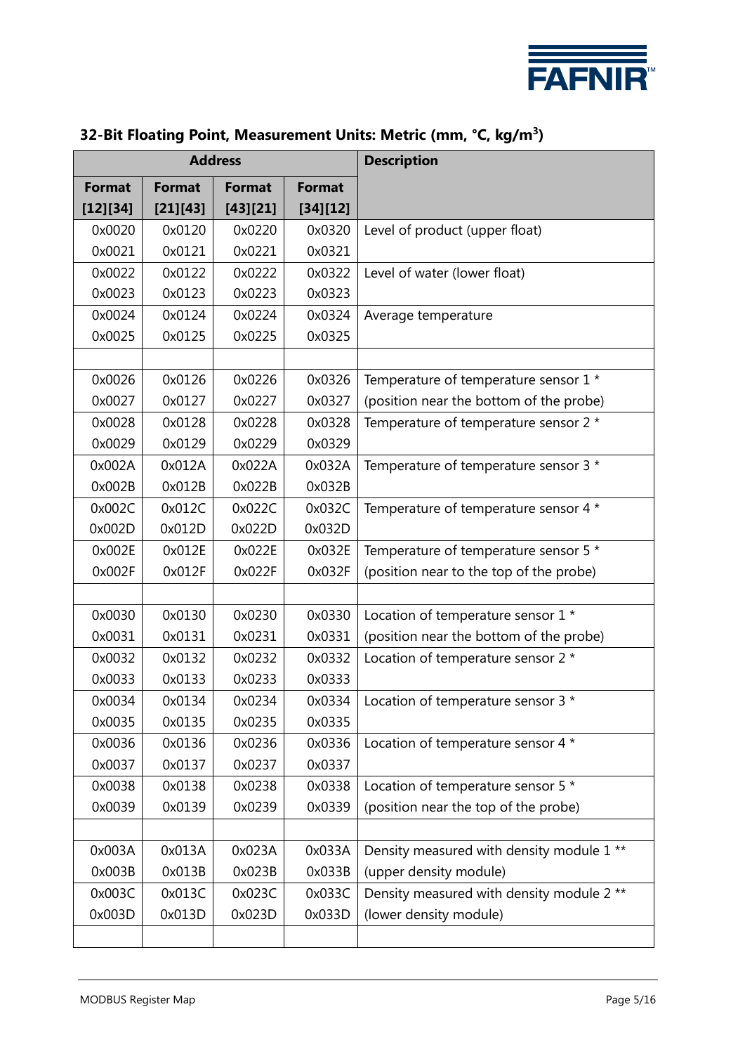## 32-Bit Floating Point, Measurement Units: Metric (mm, °C, kg/m$^3$)

| Address | | | | Description |
|---|---|---|---|---|
| Format [12][34] | Format [21][43] | Format [43][21] | Format [34][12] | |
| 0x0020<br>0x0021 | 0x0120<br>0x0121 | 0x0220<br>0x0221 | 0x0320<br>0x0321 | Level of product (upper float) |
| 0x0022<br>0x0023 | 0x0122<br>0x0123 | 0x0222<br>0x0223 | 0x0322<br>0x0323 | Level of water (lower float) |
| 0x0024<br>0x0025 | 0x0124<br>0x0125 | 0x0224<br>0x0225 | 0x0324<br>0x0325 | Average temperature |
| | | | | |
| 0x0026<br>0x0027 | 0x0126<br>0x0127 | 0x0226<br>0x0227 | 0x0326<br>0x0327 | Temperature of temperature sensor 1 *<br>(position near the bottom of the probe) |
| 0x0028<br>0x0029 | 0x0128<br>0x0129 | 0x0228<br>0x0229 | 0x0328<br>0x0329 | Temperature of temperature sensor 2 * |
| 0x002A<br>0x002B | 0x012A<br>0x012B | 0x022A<br>0x022B | 0x032A<br>0x032B | Temperature of temperature sensor 3 * |
| 0x002C<br>0x002D | 0x012C<br>0x012D | 0x022C<br>0x022D | 0x032C<br>0x032D | Temperature of temperature sensor 4 * |
| 0x002E<br>0x002F | 0x012E<br>0x012F | 0x022E<br>0x022F | 0x032E<br>0x032F | Temperature of temperature sensor 5 *<br>(position near to the top of the probe) |
| | | | | |
| 0x0030<br>0x0031 | 0x0130<br>0x0131 | 0x0230<br>0x0231 | 0x0330<br>0x0331 | Location of temperature sensor 1 *<br>(position near the bottom of the probe) |
| 0x0032<br>0x0033 | 0x0132<br>0x0133 | 0x0232<br>0x0233 | 0x0332<br>0x0333 | Location of temperature sensor 2 * |
| 0x0034<br>0x0035 | 0x0134<br>0x0135 | 0x0234<br>0x0235 | 0x0334<br>0x0335 | Location of temperature sensor 3 * |
| 0x0036<br>0x0037 | 0x0136<br>0x0137 | 0x0236<br>0x0237 | 0x0336<br>0x0337 | Location of temperature sensor 4 * |
| 0x0038<br>0x0039 | 0x0138<br>0x0139 | 0x0238<br>0x0239 | 0x0338<br>0x0339 | Location of temperature sensor 5 *<br>(position near the top of the probe) |
| | | | | |
| 0x003A<br>0x003B | 0x013A<br>0x013B | 0x023A<br>0x023B | 0x033A<br>0x033B | Density measured with density module 1 **<br>(upper density module) |
| 0x003C<br>0x003D | 0x013C<br>0x013D | 0x023C<br>0x023D | 0x033C<br>0x033D | Density measured with density module 2 **<br>(lower density module) |
| | | | | |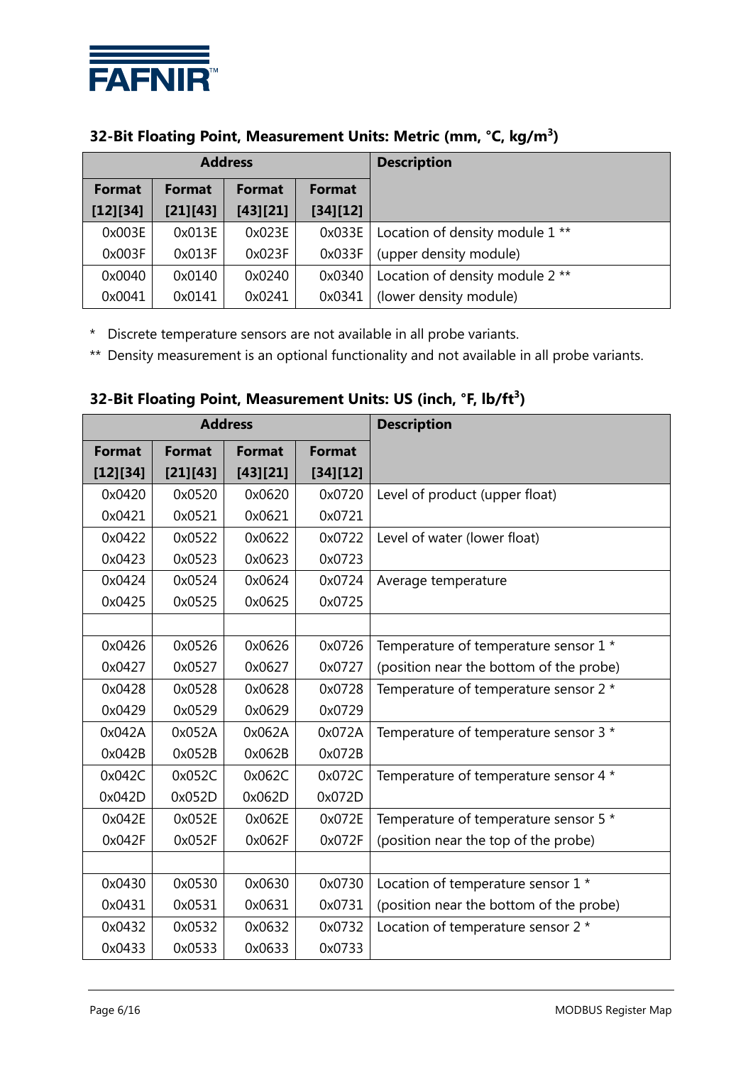### 32-Bit Floating Point, Measurement Units: Metric (mm, °C, kg/m³)

| Address | | | | Description |
|---|---|---|---|---|
| Format [12][34] | Format [21][43] | Format [43][21] | Format [34][12] | |
| 0x003E | 0x013E | 0x023E | 0x033E | Location of density module 1 ** |
| 0x003F | 0x013F | 0x023F | 0x033F | (upper density module) |
| 0x0040 | 0x0140 | 0x0240 | 0x0340 | Location of density module 2 ** |
| 0x0041 | 0x0141 | 0x0241 | 0x0341 | (lower density module) |

\* Discrete temperature sensors are not available in all probe variants.

** Density measurement is an optional functionality and not available in all probe variants.

### 32-Bit Floating Point, Measurement Units: US (inch, °F, lb/ft³)

| Address | | | | Description |
|---|---|---|---|---|
| Format [12][34] | Format [21][43] | Format [43][21] | Format [34][12] | |
| 0x0420 | 0x0520 | 0x0620 | 0x0720 | Level of product (upper float) |
| 0x0421 | 0x0521 | 0x0621 | 0x0721 | |
| 0x0422 | 0x0522 | 0x0622 | 0x0722 | Level of water (lower float) |
| 0x0423 | 0x0523 | 0x0623 | 0x0723 | |
| 0x0424 | 0x0524 | 0x0624 | 0x0724 | Average temperature |
| 0x0425 | 0x0525 | 0x0625 | 0x0725 | |
| | | | | |
| 0x0426 | 0x0526 | 0x0626 | 0x0726 | Temperature of temperature sensor 1 * |
| 0x0427 | 0x0527 | 0x0627 | 0x0727 | (position near the bottom of the probe) |
| 0x0428 | 0x0528 | 0x0628 | 0x0728 | Temperature of temperature sensor 2 * |
| 0x0429 | 0x0529 | 0x0629 | 0x0729 | |
| 0x042A | 0x052A | 0x062A | 0x072A | Temperature of temperature sensor 3 * |
| 0x042B | 0x052B | 0x062B | 0x072B | |
| 0x042C | 0x052C | 0x062C | 0x072C | Temperature of temperature sensor 4 * |
| 0x042D | 0x052D | 0x062D | 0x072D | |
| 0x042E | 0x052E | 0x062E | 0x072E | Temperature of temperature sensor 5 * |
| 0x042F | 0x052F | 0x062F | 0x072F | (position near the top of the probe) |
| | | | | |
| 0x0430 | 0x0530 | 0x0630 | 0x0730 | Location of temperature sensor 1 * |
| 0x0431 | 0x0531 | 0x0631 | 0x0731 | (position near the bottom of the probe) |
| 0x0432 | 0x0532 | 0x0632 | 0x0732 | Location of temperature sensor 2 * |
| 0x0433 | 0x0533 | 0x0633 | 0x0733 | |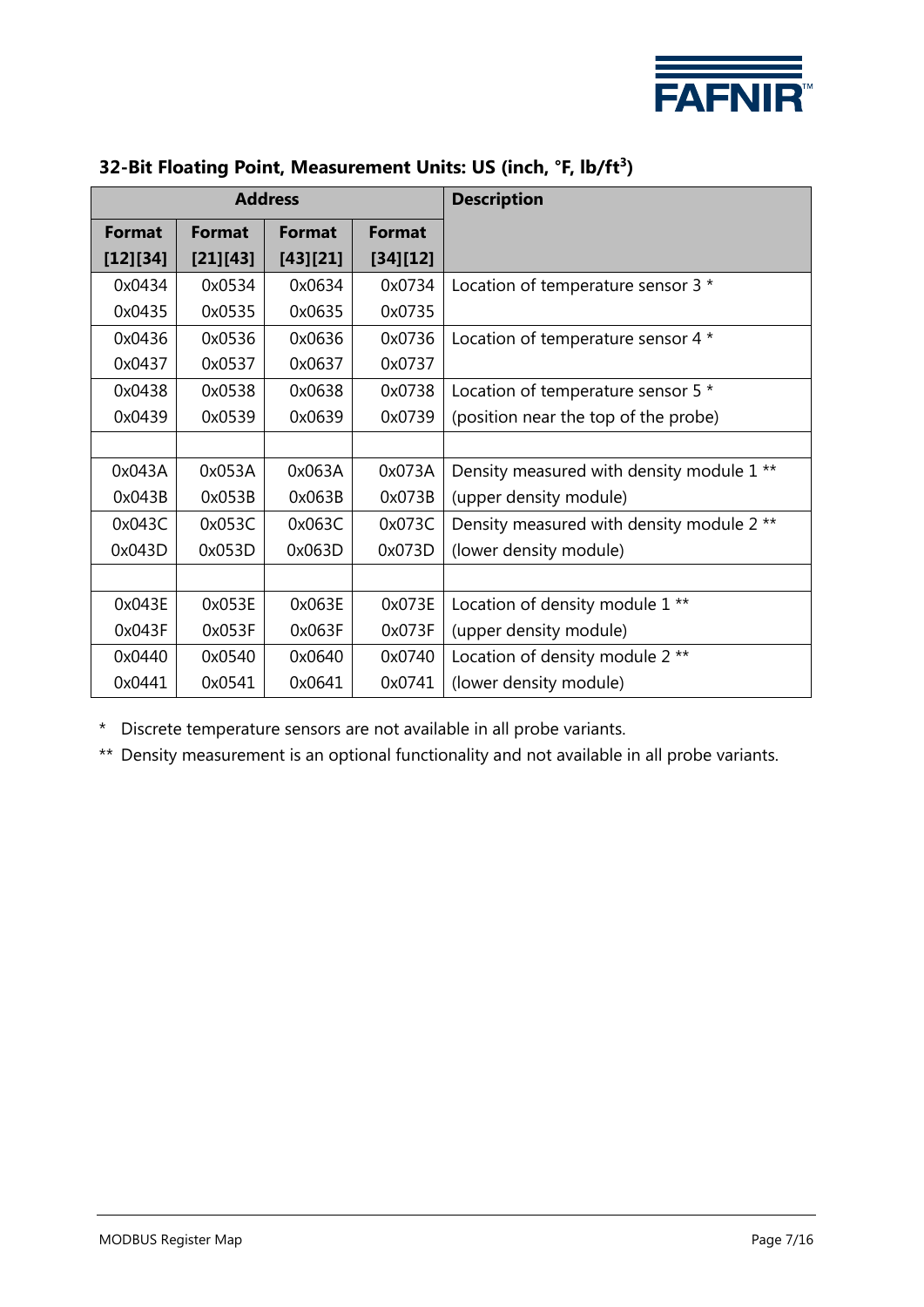### 32-Bit Floating Point, Measurement Units: US (inch, °F, lb/ft$^3$)

| Address | | | | Description |
|---|---|---|---|---|
| Format [12][34] | Format [21][43] | Format [43][21] | Format [34][12] | |
| 0x0434 | 0x0534 | 0x0634 | 0x0734 | Location of temperature sensor 3 * |
| 0x0435 | 0x0535 | 0x0635 | 0x0735 | |
| 0x0436 | 0x0536 | 0x0636 | 0x0736 | Location of temperature sensor 4 * |
| 0x0437 | 0x0537 | 0x0637 | 0x0737 | |
| 0x0438 | 0x0538 | 0x0638 | 0x0738 | Location of temperature sensor 5 * |
| 0x0439 | 0x0539 | 0x0639 | 0x0739 | (position near the top of the probe) |
| | | | | |
| 0x043A | 0x053A | 0x063A | 0x073A | Density measured with density module 1 ** |
| 0x043B | 0x053B | 0x063B | 0x073B | (upper density module) |
| 0x043C | 0x053C | 0x063C | 0x073C | Density measured with density module 2 ** |
| 0x043D | 0x053D | 0x063D | 0x073D | (lower density module) |
| | | | | |
| 0x043E | 0x053E | 0x063E | 0x073E | Location of density module 1 ** |
| 0x043F | 0x053F | 0x063F | 0x073F | (upper density module) |
| 0x0440 | 0x0540 | 0x0640 | 0x0740 | Location of density module 2 ** |
| 0x0441 | 0x0541 | 0x0641 | 0x0741 | (lower density module) |

* Discrete temperature sensors are not available in all probe variants.

** Density measurement is an optional functionality and not available in all probe variants.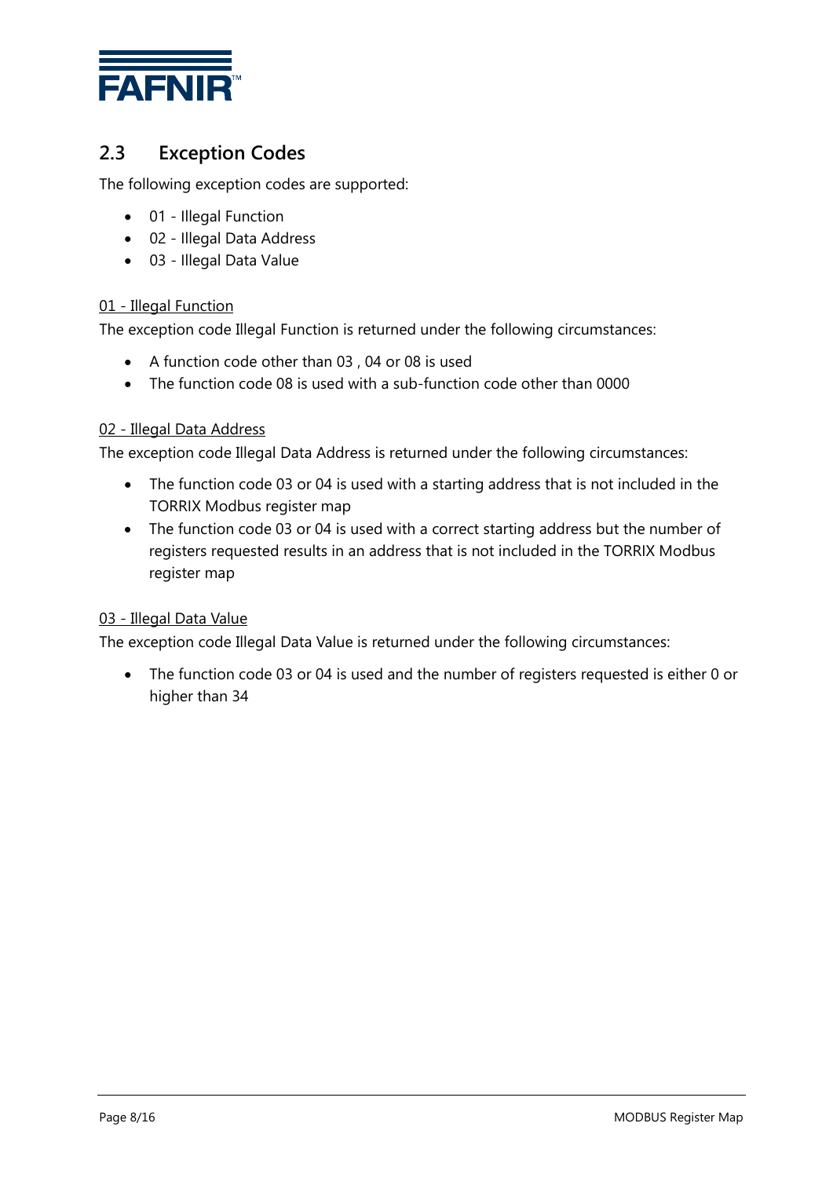## 2.3 Exception Codes

The following exception codes are supported:

- 01 - Illegal Function
- 02 - Illegal Data Address
- 03 - Illegal Data Value

<u>01 - Illegal Function</u>

The exception code Illegal Function is returned under the following circumstances:

- A function code other than 03 , 04 or 08 is used
- The function code 08 is used with a sub-function code other than 0000

<u>02 - Illegal Data Address</u>

The exception code Illegal Data Address is returned under the following circumstances:

- The function code 03 or 04 is used with a starting address that is not included in the TORRIX Modbus register map
- The function code 03 or 04 is used with a correct starting address but the number of registers requested results in an address that is not included in the TORRIX Modbus register map

<u>03 - Illegal Data Value</u>

The exception code Illegal Data Value is returned under the following circumstances:

- The function code 03 or 04 is used and the number of registers requested is either 0 or higher than 34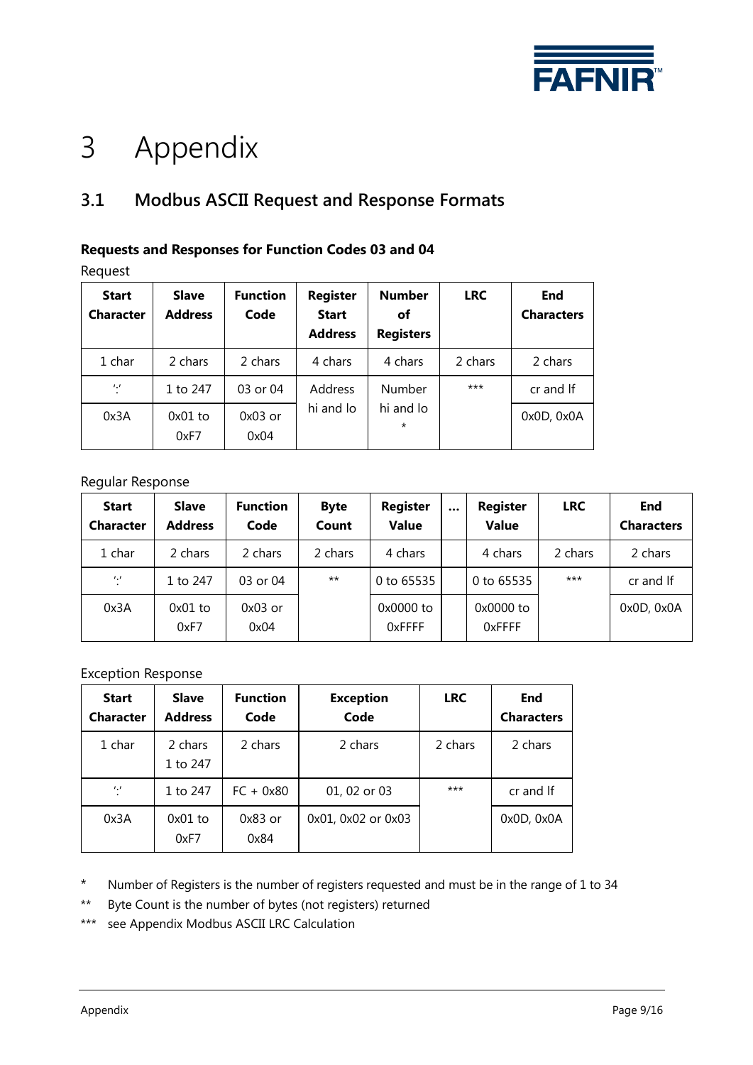# 3 Appendix

## 3.1 Modbus ASCII Request and Response Formats

**Requests and Responses for Function Codes 03 and 04**

Request

| Start Character | Slave Address | Function Code | Register Start Address | Number of Registers | LRC | End Characters |
|---|---|---|---|---|---|---|
| 1 char | 2 chars | 2 chars | 4 chars | 4 chars | 2 chars | 2 chars |
| ':' | 1 to 247 | 03 or 04 | Address hi and lo | Number hi and lo * | *** | cr and lf |
| 0x3A | 0x01 to 0xF7 | 0x03 or 0x04 | | | | 0x0D, 0x0A |

Regular Response

| Start Character | Slave Address | Function Code | Byte Count | Register Value | … | Register Value | LRC | End Characters |
|---|---|---|---|---|---|---|---|---|
| 1 char | 2 chars | 2 chars | 2 chars | 4 chars | | 4 chars | 2 chars | 2 chars |
| ':' | 1 to 247 | 03 or 04 | ** | 0 to 65535 | | 0 to 65535 | *** | cr and lf |
| 0x3A | 0x01 to 0xF7 | 0x03 or 0x04 | | 0x0000 to 0xFFFF | | 0x0000 to 0xFFFF | | 0x0D, 0x0A |

Exception Response

| Start Character | Slave Address | Function Code | Exception Code | LRC | End Characters |
|---|---|---|---|---|---|
| 1 char | 2 chars 1 to 247 | 2 chars | 2 chars | 2 chars | 2 chars |
| ':' | 1 to 247 | FC + 0x80 | 01, 02 or 03 | *** | cr and lf |
| 0x3A | 0x01 to 0xF7 | 0x83 or 0x84 | 0x01, 0x02 or 0x03 | | 0x0D, 0x0A |

\* Number of Registers is the number of registers requested and must be in the range of 1 to 34

\*\* Byte Count is the number of bytes (not registers) returned

\*\*\* see Appendix Modbus ASCII LRC Calculation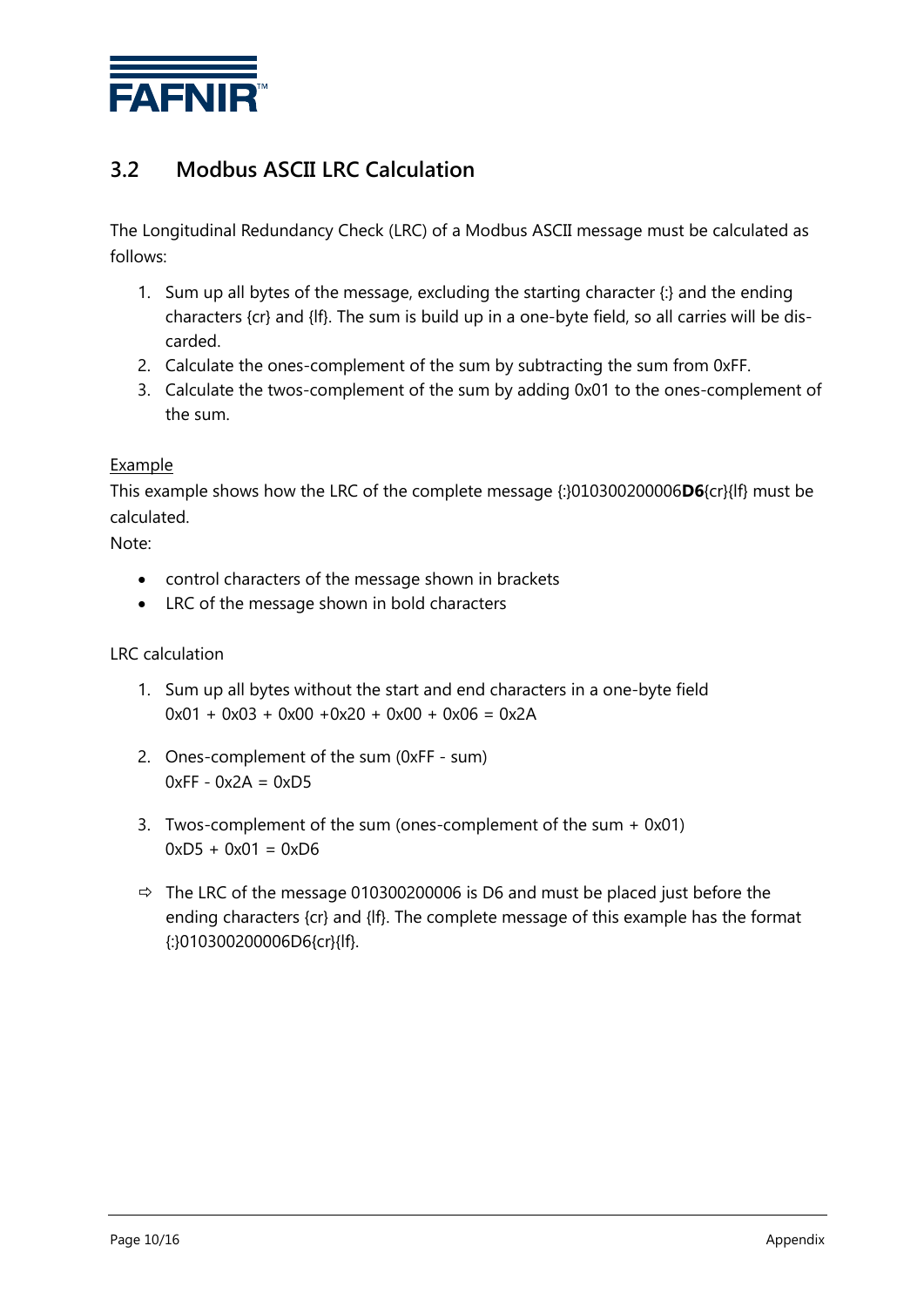## 3.2 Modbus ASCII LRC Calculation

The Longitudinal Redundancy Check (LRC) of a Modbus ASCII message must be calculated as follows:

1. Sum up all bytes of the message, excluding the starting character {:} and the ending characters {cr} and {lf}. The sum is build up in a one-byte field, so all carries will be discarded.
2. Calculate the ones-complement of the sum by subtracting the sum from 0xFF.
3. Calculate the twos-complement of the sum by adding 0x01 to the ones-complement of the sum.

<u>Example</u>
This example shows how the LRC of the complete message {:}010300200006**D6**{cr}{lf} must be calculated.
Note:

- control characters of the message shown in brackets
- LRC of the message shown in bold characters

LRC calculation

1. Sum up all bytes without the start and end characters in a one-byte field
   0x01 + 0x03 + 0x00 +0x20 + 0x00 + 0x06 = 0x2A

2. Ones-complement of the sum (0xFF - sum)
   0xFF - 0x2A = 0xD5

3. Twos-complement of the sum (ones-complement of the sum + 0x01)
   0xD5 + 0x01 = 0xD6

⇨ The LRC of the message 010300200006 is D6 and must be placed just before the ending characters {cr} and {lf}. The complete message of this example has the format {:}010300200006D6{cr}{lf}.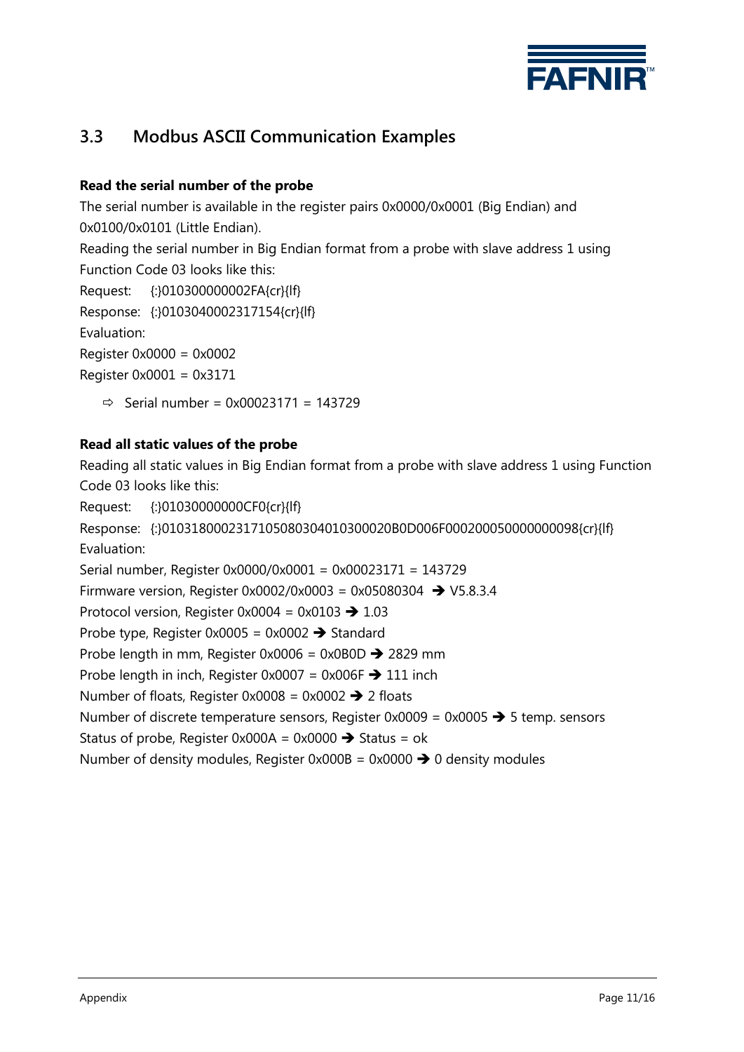## 3.3 Modbus ASCII Communication Examples

**Read the serial number of the probe**

The serial number is available in the register pairs 0x0000/0x0001 (Big Endian) and 0x0100/0x0101 (Little Endian).

Reading the serial number in Big Endian format from a probe with slave address 1 using Function Code 03 looks like this:

Request: {:}010300000002FA{cr}{lf}

Response: {:}0103040002317154{cr}{lf}

Evaluation:

Register 0x0000 = 0x0002

Register 0x0001 = 0x3171

⇨ Serial number = 0x00023171 = 143729

**Read all static values of the probe**

Reading all static values in Big Endian format from a probe with slave address 1 using Function Code 03 looks like this:

Request: {:}01030000000CF0{cr}{lf}

Response: {:}010318000231710508030401030002OB0D006F000200050000000098{cr}{lf}

Evaluation:

Serial number, Register 0x0000/0x0001 = 0x00023171 = 143729

Firmware version, Register 0x0002/0x0003 = 0x05080304 ➔ V5.8.3.4

Protocol version, Register 0x0004 = 0x0103 ➔ 1.03

Probe type, Register 0x0005 = 0x0002 ➔ Standard

Probe length in mm, Register 0x0006 = 0x0B0D ➔ 2829 mm

Probe length in inch, Register 0x0007 = 0x006F ➔ 111 inch

Number of floats, Register 0x0008 = 0x0002 ➔ 2 floats

Number of discrete temperature sensors, Register 0x0009 = 0x0005 ➔ 5 temp. sensors

Status of probe, Register 0x000A = 0x0000 ➔ Status = ok

Number of density modules, Register 0x000B = 0x0000 ➔ 0 density modules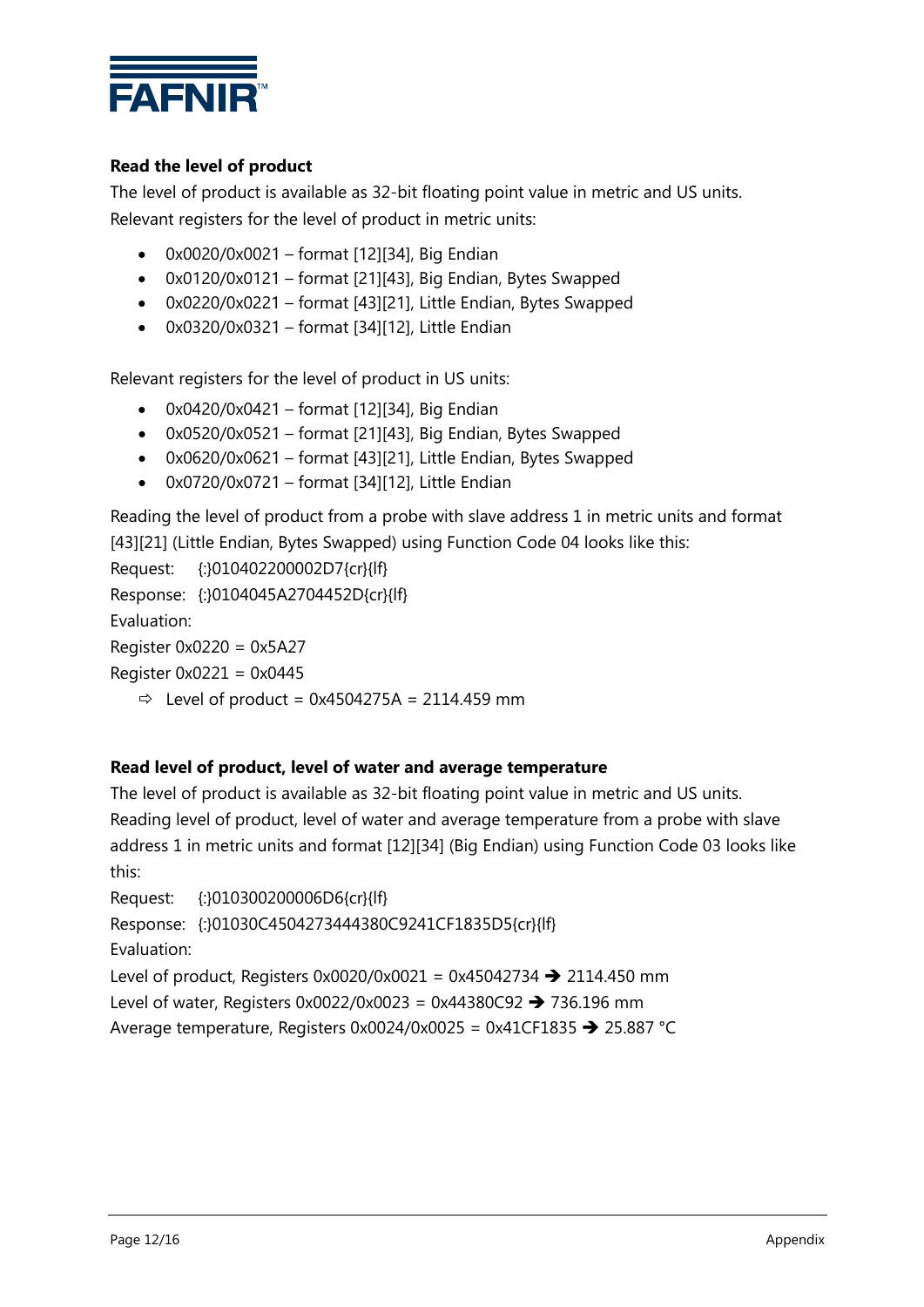### Read the level of product

The level of product is available as 32-bit floating point value in metric and US units.

Relevant registers for the level of product in metric units:

- 0x0020/0x0021 – format [12][34], Big Endian
- 0x0120/0x0121 – format [21][43], Big Endian, Bytes Swapped
- 0x0220/0x0221 – format [43][21], Little Endian, Bytes Swapped
- 0x0320/0x0321 – format [34][12], Little Endian

Relevant registers for the level of product in US units:

- 0x0420/0x0421 – format [12][34], Big Endian
- 0x0520/0x0521 – format [21][43], Big Endian, Bytes Swapped
- 0x0620/0x0621 – format [43][21], Little Endian, Bytes Swapped
- 0x0720/0x0721 – format [34][12], Little Endian

Reading the level of product from a probe with slave address 1 in metric units and format [43][21] (Little Endian, Bytes Swapped) using Function Code 04 looks like this:

Request: {:}010402200002D7{cr}{lf}

Response: {:}0104045A2704452D{cr}{lf}

Evaluation:

Register 0x0220 = 0x5A27

Register 0x0221 = 0x0445

⇨ Level of product = 0x4504275A = 2114.459 mm

### Read level of product, level of water and average temperature

The level of product is available as 32-bit floating point value in metric and US units.

Reading level of product, level of water and average temperature from a probe with slave address 1 in metric units and format [12][34] (Big Endian) using Function Code 03 looks like this:

Request: {:}010300200006D6{cr}{lf}

Response: {:}01030C4504273444380C9241CF1835D5{cr}{lf}

Evaluation:

Level of product, Registers 0x0020/0x0021 = 0x45042734 ➔ 2114.450 mm

Level of water, Registers 0x0022/0x0023 = 0x44380C92 ➔ 736.196 mm

Average temperature, Registers 0x0024/0x0025 = 0x41CF1835 ➔ 25.887 °C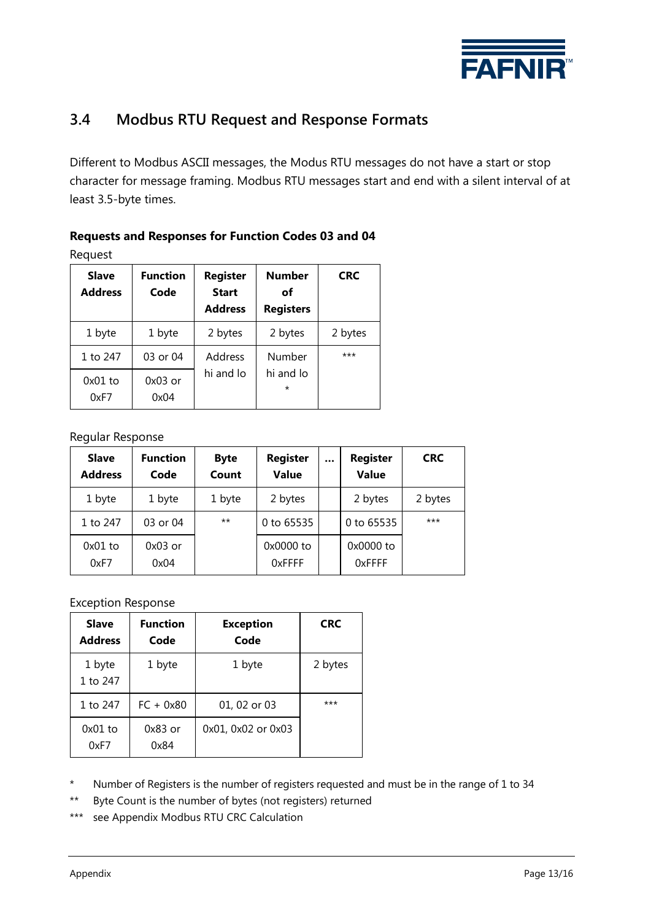## 3.4 Modbus RTU Request and Response Formats

Different to Modbus ASCII messages, the Modus RTU messages do not have a start or stop character for message framing. Modbus RTU messages start and end with a silent interval of at least 3.5-byte times.

**Requests and Responses for Function Codes 03 and 04**

Request

| Slave Address | Function Code | Register Start Address | Number of Registers | CRC |
|---|---|---|---|---|
| 1 byte | 1 byte | 2 bytes | 2 bytes | 2 bytes |
| 1 to 247 | 03 or 04 | Address hi and lo | Number hi and lo * | *** |
| 0x01 to 0xF7 | 0x03 or 0x04 | | | |

Regular Response

| Slave Address | Function Code | Byte Count | Register Value | ... | Register Value | CRC |
|---|---|---|---|---|---|---|
| 1 byte | 1 byte | 1 byte | 2 bytes | | 2 bytes | 2 bytes |
| 1 to 247 | 03 or 04 | ** | 0 to 65535 | | 0 to 65535 | *** |
| 0x01 to 0xF7 | 0x03 or 0x04 | | 0x0000 to 0xFFFF | | 0x0000 to 0xFFFF | |

Exception Response

| Slave Address | Function Code | Exception Code | CRC |
|---|---|---|---|
| 1 byte 1 to 247 | 1 byte | 1 byte | 2 bytes |
| 1 to 247 | FC + 0x80 | 01, 02 or 03 | *** |
| 0x01 to 0xF7 | 0x83 or 0x84 | 0x01, 0x02 or 0x03 | |

\* Number of Registers is the number of registers requested and must be in the range of 1 to 34

** Byte Count is the number of bytes (not registers) returned

*** see Appendix Modbus RTU CRC Calculation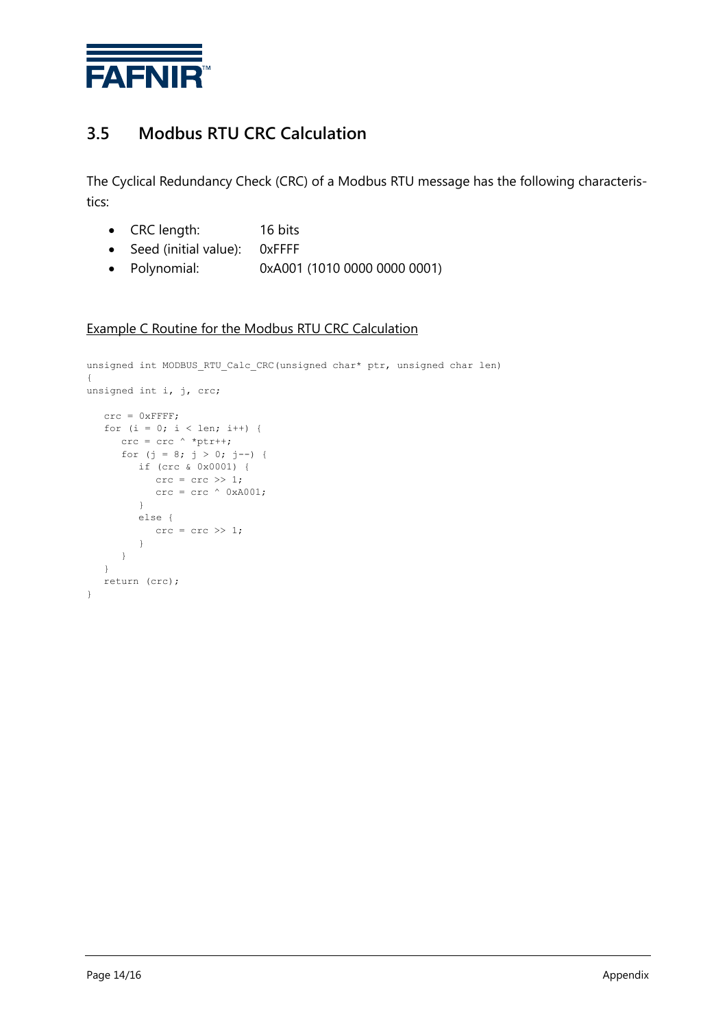## 3.5 Modbus RTU CRC Calculation

The Cyclical Redundancy Check (CRC) of a Modbus RTU message has the following characteristics:

- CRC length: 16 bits
- Seed (initial value): 0xFFFF
- Polynomial: 0xA001 (1010 0000 0000 0001)

Example C Routine for the Modbus RTU CRC Calculation

```
unsigned int MODBUS_RTU_Calc_CRC(unsigned char* ptr, unsigned char len)
{
unsigned int i, j, crc;

   crc = 0xFFFF;
   for (i = 0; i < len; i++) {
      crc = crc ^ *ptr++;
      for (j = 8; j > 0; j--) {
         if (crc & 0x0001) {
            crc = crc >> 1;
            crc = crc ^ 0xA001;
         }
         else {
            crc = crc >> 1;
         }
      }
   }
   return (crc);
}
```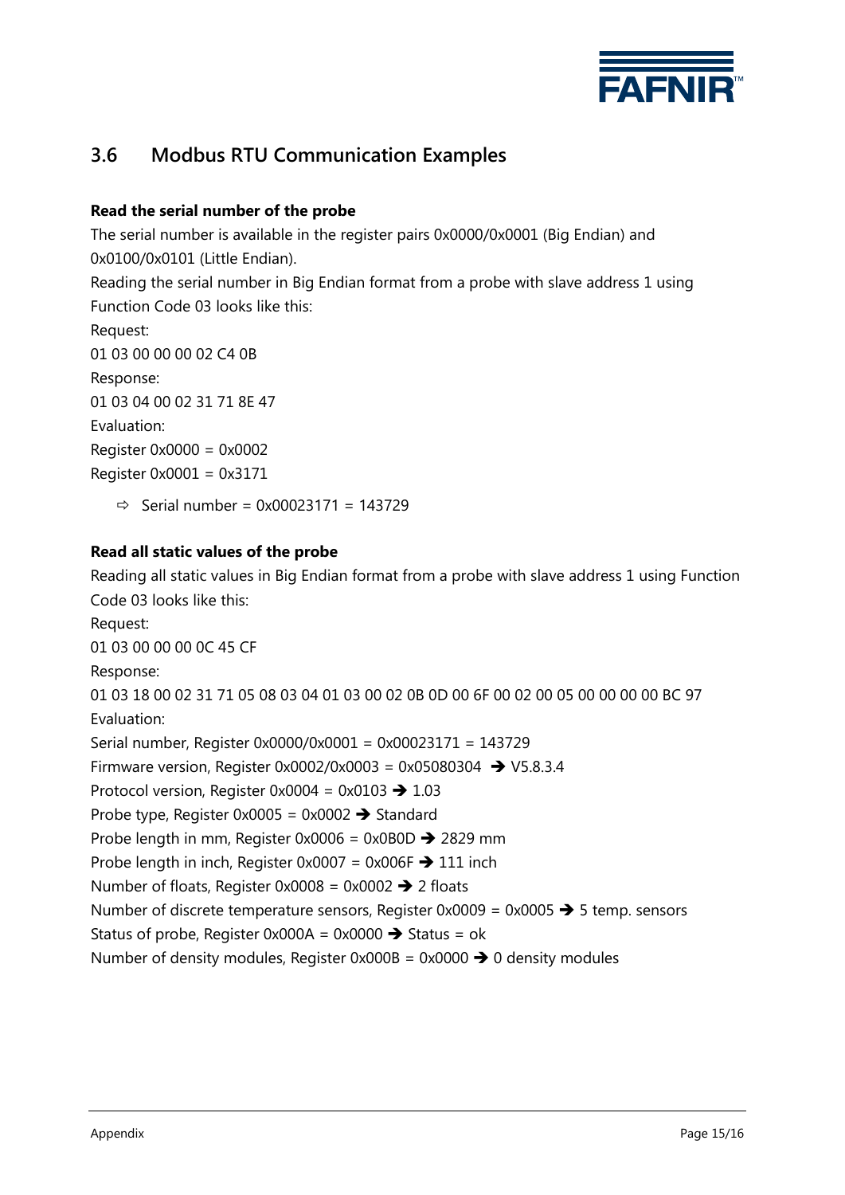## 3.6 Modbus RTU Communication Examples

**Read the serial number of the probe**

The serial number is available in the register pairs 0x0000/0x0001 (Big Endian) and 0x0100/0x0101 (Little Endian).

Reading the serial number in Big Endian format from a probe with slave address 1 using Function Code 03 looks like this:

Request:

01 03 00 00 00 02 C4 0B

Response:

01 03 04 00 02 31 71 8E 47

Evaluation:

Register 0x0000 = 0x0002

Register 0x0001 = 0x3171

⇨ Serial number = 0x00023171 = 143729

**Read all static values of the probe**

Reading all static values in Big Endian format from a probe with slave address 1 using Function Code 03 looks like this:

Request:

01 03 00 00 00 0C 45 CF

Response:

01 03 18 00 02 31 71 05 08 03 04 01 03 00 02 0B 0D 00 6F 00 02 00 05 00 00 00 00 BC 97

Evaluation:

Serial number, Register 0x0000/0x0001 = 0x00023171 = 143729

Firmware version, Register 0x0002/0x0003 = 0x05080304 ➔ V5.8.3.4

Protocol version, Register 0x0004 = 0x0103 ➔ 1.03

Probe type, Register 0x0005 = 0x0002 ➔ Standard

Probe length in mm, Register 0x0006 = 0x0B0D ➔ 2829 mm

Probe length in inch, Register 0x0007 = 0x006F ➔ 111 inch

Number of floats, Register 0x0008 = 0x0002 ➔ 2 floats

Number of discrete temperature sensors, Register 0x0009 = 0x0005 ➔ 5 temp. sensors

Status of probe, Register 0x000A = 0x0000 ➔ Status = ok

Number of density modules, Register 0x000B = 0x0000 ➔ 0 density modules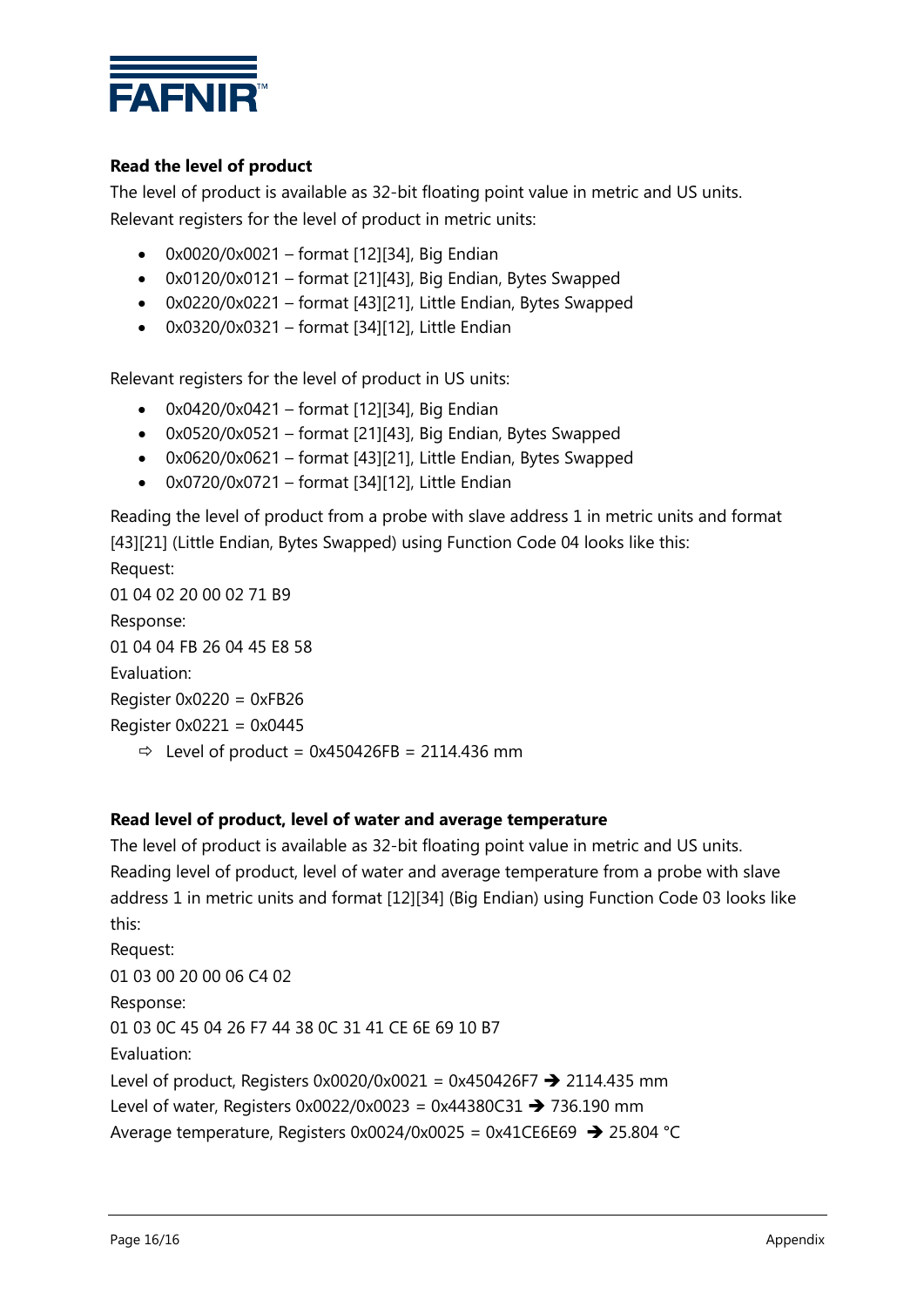**Read the level of product**

The level of product is available as 32-bit floating point value in metric and US units.

Relevant registers for the level of product in metric units:

- 0x0020/0x0021 – format [12][34], Big Endian
- 0x0120/0x0121 – format [21][43], Big Endian, Bytes Swapped
- 0x0220/0x0221 – format [43][21], Little Endian, Bytes Swapped
- 0x0320/0x0321 – format [34][12], Little Endian

Relevant registers for the level of product in US units:

- 0x0420/0x0421 – format [12][34], Big Endian
- 0x0520/0x0521 – format [21][43], Big Endian, Bytes Swapped
- 0x0620/0x0621 – format [43][21], Little Endian, Bytes Swapped
- 0x0720/0x0721 – format [34][12], Little Endian

Reading the level of product from a probe with slave address 1 in metric units and format [43][21] (Little Endian, Bytes Swapped) using Function Code 04 looks like this:

Request:

01 04 02 20 00 02 71 B9

Response:

01 04 04 FB 26 04 45 E8 58

Evaluation:

Register 0x0220 = 0xFB26

Register 0x0221 = 0x0445

⇨ Level of product = 0x450426FB = 2114.436 mm

**Read level of product, level of water and average temperature**

The level of product is available as 32-bit floating point value in metric and US units.

Reading level of product, level of water and average temperature from a probe with slave address 1 in metric units and format [12][34] (Big Endian) using Function Code 03 looks like this:

Request:

01 03 00 20 00 06 C4 02

Response:

01 03 0C 45 04 26 F7 44 38 0C 31 41 CE 6E 69 10 B7

Evaluation:

Level of product, Registers 0x0020/0x0021 = 0x450426F7 ➔ 2114.435 mm

Level of water, Registers 0x0022/0x0023 = 0x44380C31 ➔ 736.190 mm

Average temperature, Registers 0x0024/0x0025 = 0x41CE6E69 ➔ 25.804 °C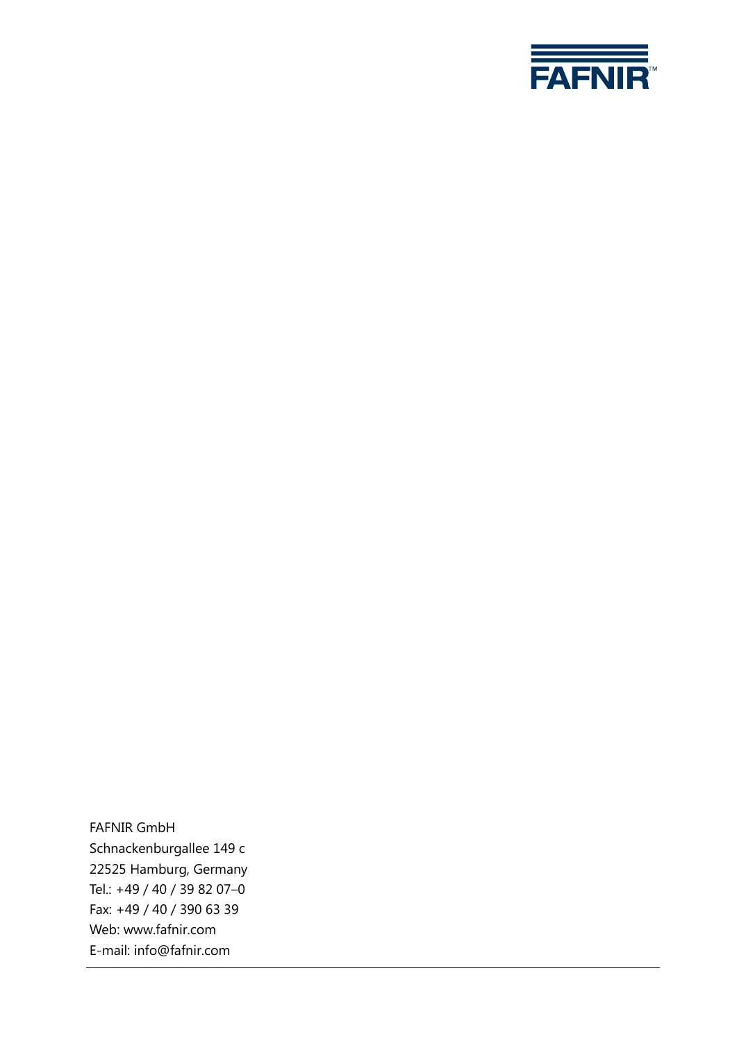FAFNIR GmbH
Schnackenburgallee 149 c
22525 Hamburg, Germany
Tel.: +49 / 40 / 39 82 07–0
Fax: +49 / 40 / 390 63 39
Web: www.fafnir.com
E-mail: info@fafnir.com